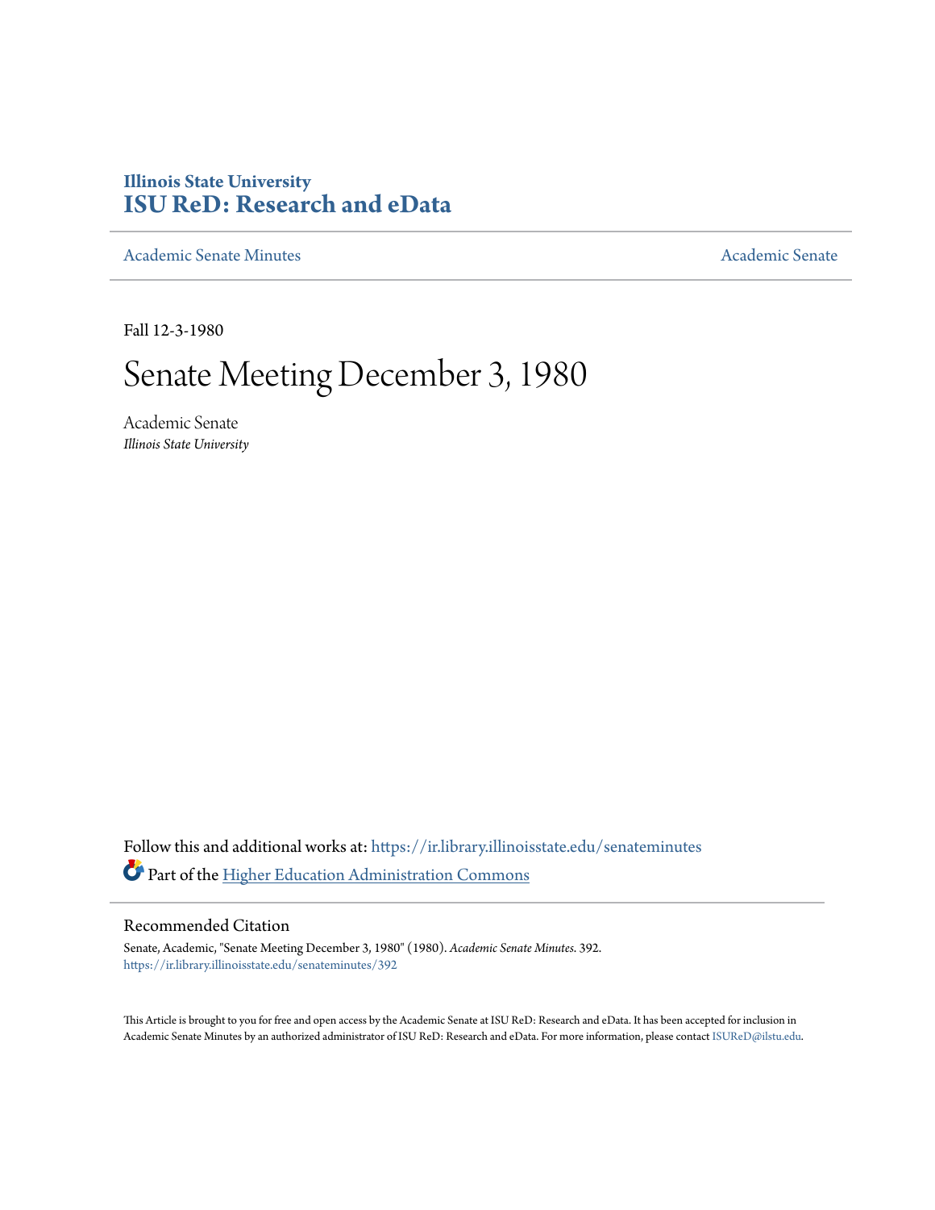**Illinois State University**
**ISU ReD: Research and eData**

Academic Senate Minutes | Academic Senate

Fall 12-3-1980

# Senate Meeting December 3, 1980

Academic Senate
*Illinois State University*

Follow this and additional works at: https://ir.library.illinoisstate.edu/senateminutes

Part of the Higher Education Administration Commons

## Recommended Citation

Senate, Academic, "Senate Meeting December 3, 1980" (1980). *Academic Senate Minutes*. 392.
https://ir.library.illinoisstate.edu/senateminutes/392

This Article is brought to you for free and open access by the Academic Senate at ISU ReD: Research and eData. It has been accepted for inclusion in Academic Senate Minutes by an authorized administrator of ISU ReD: Research and eData. For more information, please contact ISUReD@ilstu.edu.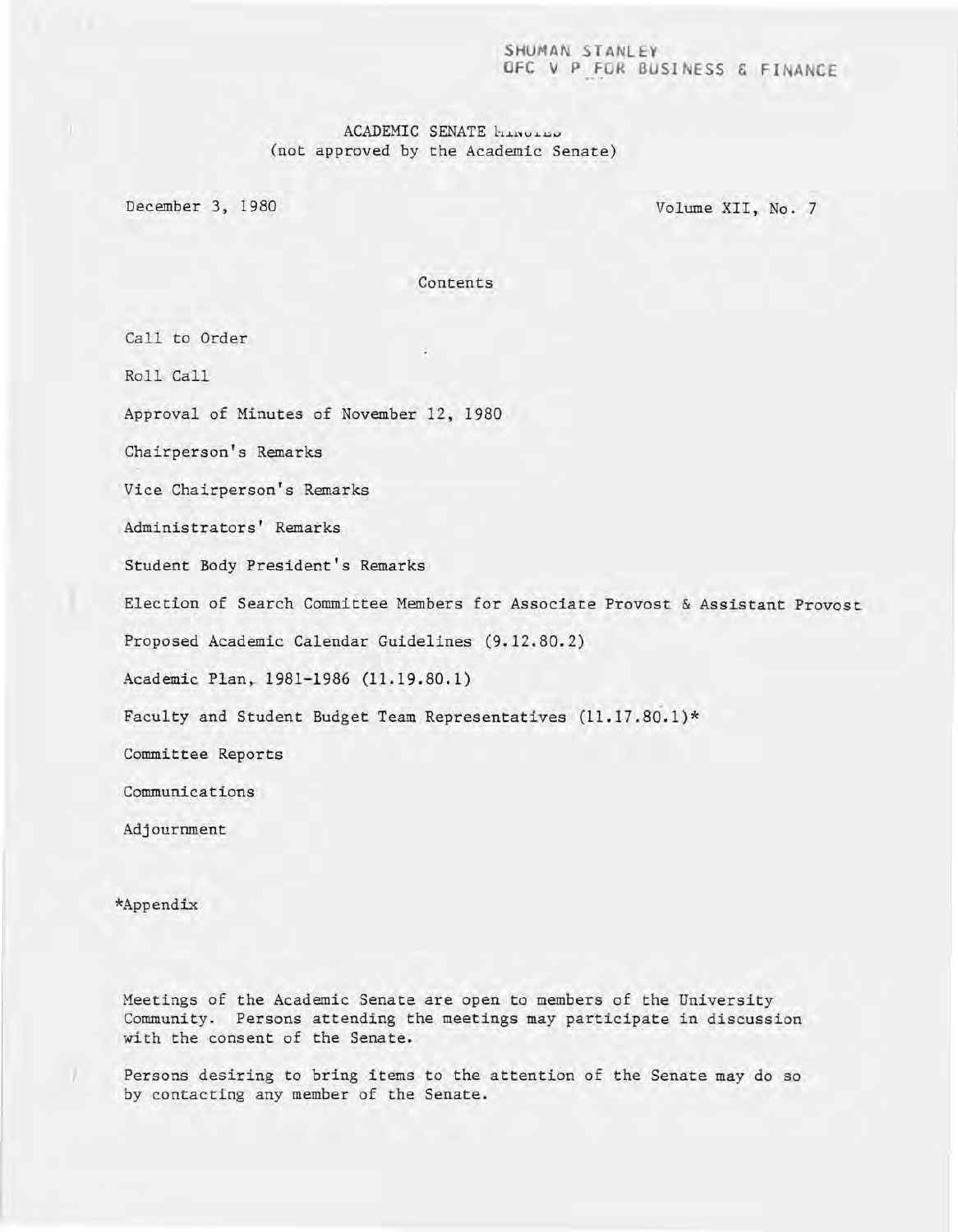SHUMAN STANLEY
OFC V P FOR BUSINESS & FINANCE

ACADEMIC SENATE MINUTES
(not approved by the Academic Senate)

December 3, 1980

Volume XII, No. 7

Contents

Call to Order

Roll Call

Approval of Minutes of November 12, 1980

Chairperson's Remarks

Vice Chairperson's Remarks

Administrators' Remarks

Student Body President's Remarks

Election of Search Committee Members for Associate Provost & Assistant Provost

Proposed Academic Calendar Guidelines (9.12.80.2)

Academic Plan, 1981-1986 (11.19.80.1)

Faculty and Student Budget Team Representatives (11.17.80.1)*

Committee Reports

Communications

Adjournment

*Appendix

Meetings of the Academic Senate are open to members of the University Community. Persons attending the meetings may participate in discussion with the consent of the Senate.

Persons desiring to bring items to the attention of the Senate may do so by contacting any member of the Senate.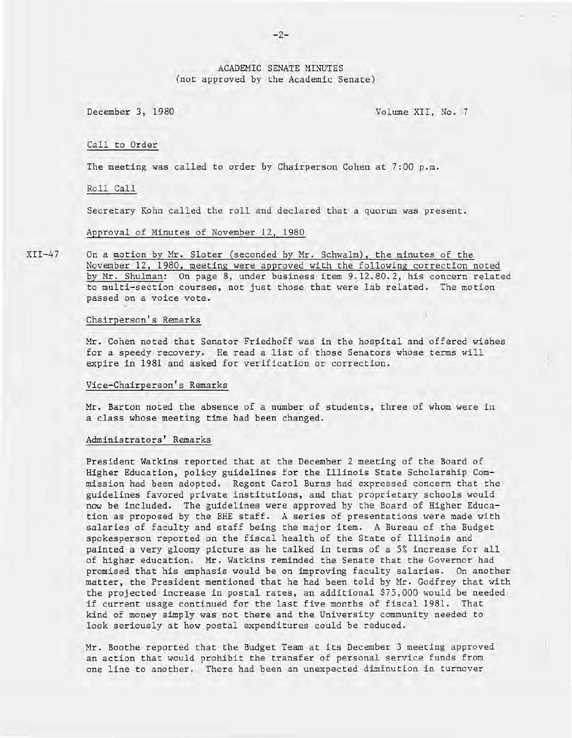ACADEMIC SENATE MINUTES
(not approved by the Academic Senate)

December 3, 1980 Volume XII, No. 7

Call to Order

The meeting was called to order by Chairperson Cohen at 7:00 p.m.

Roll Call

Secretary Kohn called the roll and declared that a quorum was present.

Approval of Minutes of November 12, 1980

XII-47 On a motion by Mr. Sloter (seconded by Mr. Schwalm), the minutes of the November 12, 1980, meeting were approved with the following correction noted by Mr. Shulman: On page 8, under business item 9.12.80.2, his concern related to multi-section courses, not just those that were lab related. The motion passed on a voice vote.

Chairperson's Remarks

Mr. Cohen noted that Senator Friedhoff was in the hospital and offered wishes for a speedy recovery. He read a list of those Senators whose terms will expire in 1981 and asked for verification or correction.

Vice-Chairperson's Remarks

Mr. Barton noted the absence of a number of students, three of whom were in a class whose meeting time had been changed.

Administrators' Remarks

President Watkins reported that at the December 2 meeting of the Board of Higher Education, policy guidelines for the Illinois State Scholarship Commission had been adopted. Regent Carol Burns had expressed concern that the guidelines favored private institutions, and that proprietary schools would now be included. The guidelines were approved by the Board of Higher Education as proposed by the BHE staff. A series of presentations were made with salaries of faculty and staff being the major item. A Bureau of the Budget spokesperson reported on the fiscal health of the State of Illinois and painted a very gloomy picture as he talked in terms of a 5% increase for all of higher education. Mr. Watkins reminded the Senate that the Governor had promised that his emphasis would be on improving faculty salaries. On another matter, the President mentioned that he had been told by Mr. Godfrey that with the projected increase in postal rates, an additional $75,000 would be needed if current usage continued for the last five months of fiscal 1981. That kind of money simply was not there and the University community needed to look seriously at how postal expenditures could be reduced.

Mr. Boothe reported that the Budget Team at its December 3 meeting approved an action that would prohibit the transfer of personal service funds from one line to another. There had been an unexpected diminution in turnover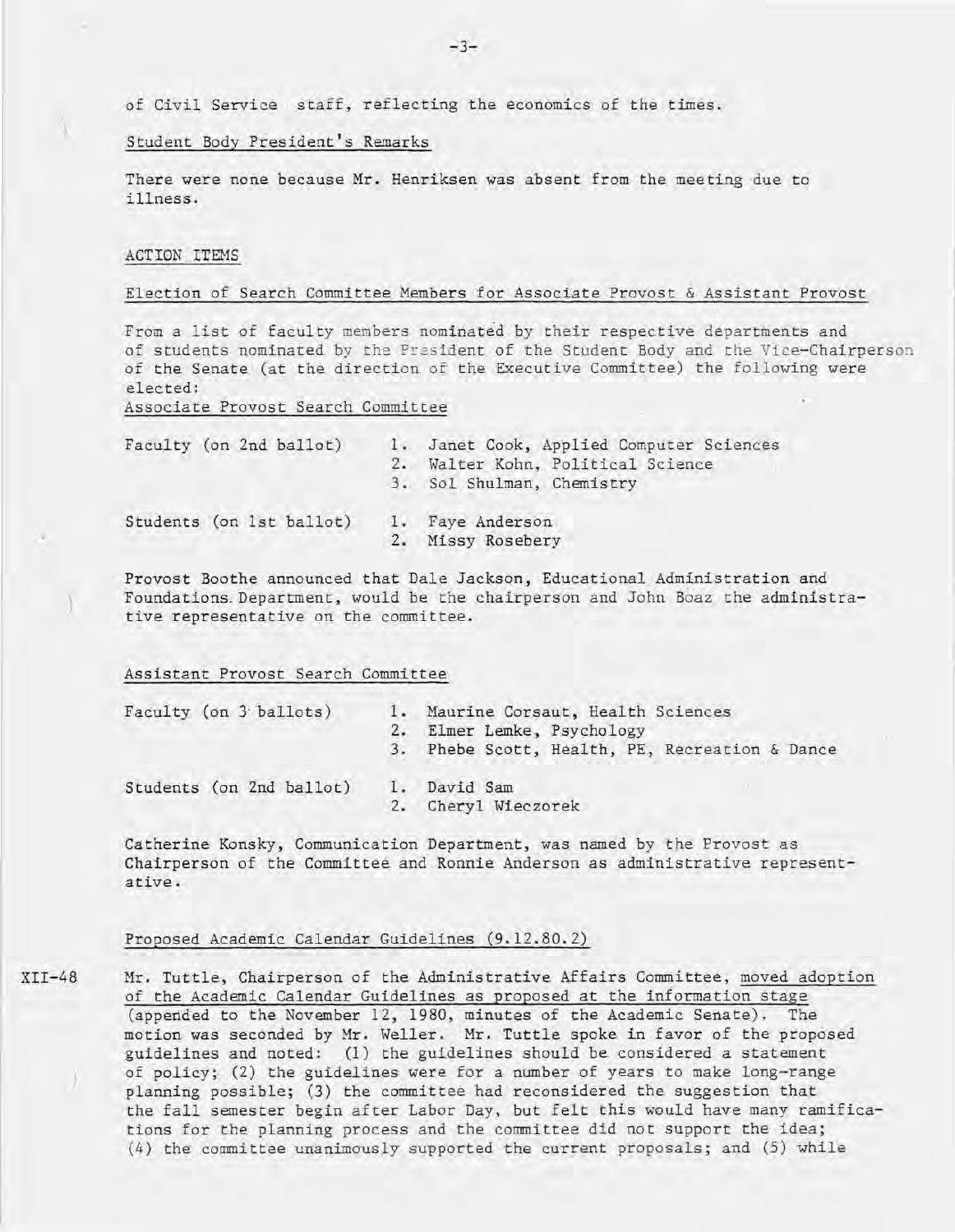of Civil Service staff, reflecting the economics of the times.

Student Body President's Remarks

There were none because Mr. Henriksen was absent from the meeting due to illness.

ACTION ITEMS

Election of Search Committee Members for Associate Provost & Assistant Provost

From a list of faculty members nominated by their respective departments and of students nominated by the President of the Student Body and the Vice-Chairperson of the Senate (at the direction of the Executive Committee) the following were elected:

Associate Provost Search Committee

Faculty (on 2nd ballot)
1. Janet Cook, Applied Computer Sciences
2. Walter Kohn, Political Science
3. Sol Shulman, Chemistry

Students (on 1st ballot)
1. Faye Anderson
2. Missy Rosebery

Provost Boothe announced that Dale Jackson, Educational Administration and Foundations Department, would be the chairperson and John Boaz the administrative representative on the committee.

Assistant Provost Search Committee

Faculty (on 3 ballots)
1. Maurine Corsaut, Health Sciences
2. Elmer Lemke, Psychology
3. Phebe Scott, Health, PE, Recreation & Dance

Students (on 2nd ballot)
1. David Sam
2. Cheryl Wieczorek

Catherine Konsky, Communication Department, was named by the Provost as Chairperson of the Committee and Ronnie Anderson as administrative representative.

Proposed Academic Calendar Guidelines (9.12.80.2)

XII-48 Mr. Tuttle, Chairperson of the Administrative Affairs Committee, moved adoption of the Academic Calendar Guidelines as proposed at the information stage (appended to the November 12, 1980, minutes of the Academic Senate). The motion was seconded by Mr. Weller. Mr. Tuttle spoke in favor of the proposed guidelines and noted: (1) the guidelines should be considered a statement of policy; (2) the guidelines were for a number of years to make long-range planning possible; (3) the committee had reconsidered the suggestion that the fall semester begin after Labor Day, but felt this would have many ramifications for the planning process and the committee did not support the idea; (4) the committee unanimously supported the current proposals; and (5) while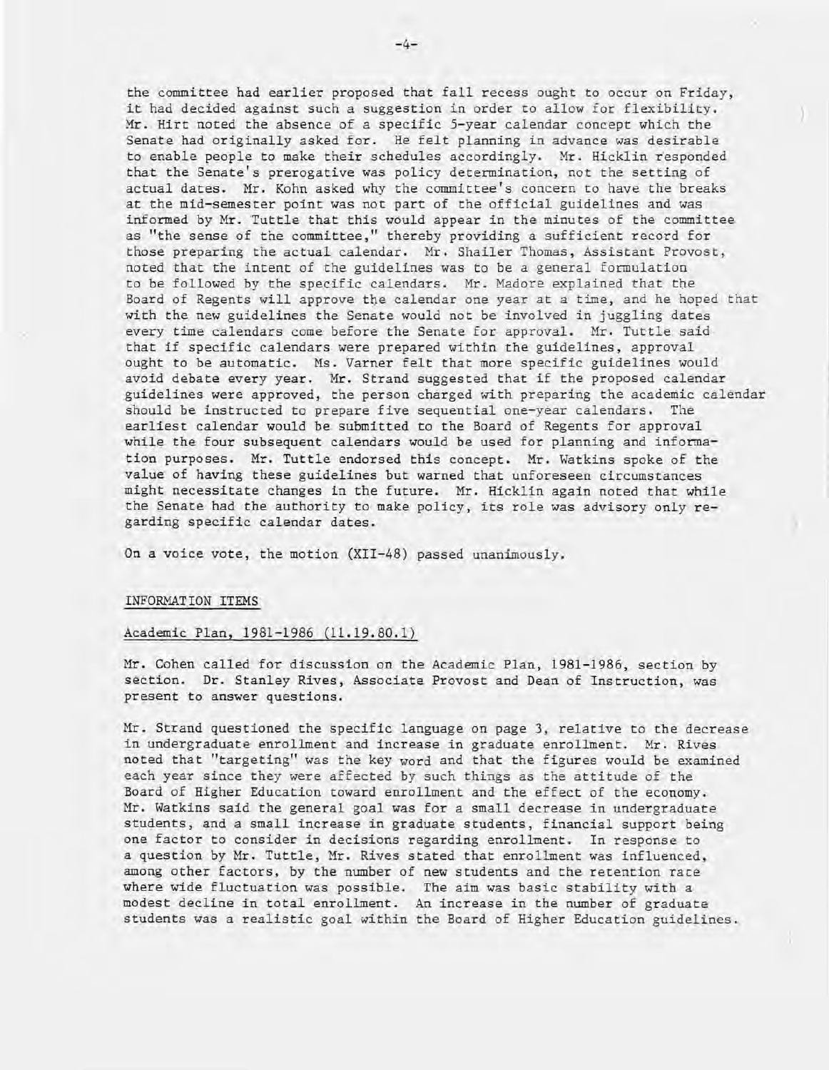the committee had earlier proposed that fall recess ought to occur on Friday, it had decided against such a suggestion in order to allow for flexibility. Mr. Hirt noted the absence of a specific 5-year calendar concept which the Senate had originally asked for. He felt planning in advance was desirable to enable people to make their schedules accordingly. Mr. Hicklin responded that the Senate's prerogative was policy determination, not the setting of actual dates. Mr. Kohn asked why the committee's concern to have the breaks at the mid-semester point was not part of the official guidelines and was informed by Mr. Tuttle that this would appear in the minutes of the committee as "the sense of the committee," thereby providing a sufficient record for those preparing the actual calendar. Mr. Shailer Thomas, Assistant Provost, noted that the intent of the guidelines was to be a general formulation to be followed by the specific calendars. Mr. Madore explained that the Board of Regents will approve the calendar one year at a time, and he hoped that with the new guidelines the Senate would not be involved in juggling dates every time calendars come before the Senate for approval. Mr. Tuttle said that if specific calendars were prepared within the guidelines, approval ought to be automatic. Ms. Varner felt that more specific guidelines would avoid debate every year. Mr. Strand suggested that if the proposed calendar guidelines were approved, the person charged with preparing the academic calendar should be instructed to prepare five sequential one-year calendars. The earliest calendar would be submitted to the Board of Regents for approval while the four subsequent calendars would be used for planning and information purposes. Mr. Tuttle endorsed this concept. Mr. Watkins spoke of the value of having these guidelines but warned that unforeseen circumstances might necessitate changes in the future. Mr. Hicklin again noted that while the Senate had the authority to make policy, its role was advisory only regarding specific calendar dates.

On a voice vote, the motion (XII-48) passed unanimously.

## INFORMATION ITEMS

### Academic Plan, 1981-1986 (11.19.80.1)

Mr. Cohen called for discussion on the Academic Plan, 1981-1986, section by section. Dr. Stanley Rives, Associate Provost and Dean of Instruction, was present to answer questions.

Mr. Strand questioned the specific language on page 3, relative to the decrease in undergraduate enrollment and increase in graduate enrollment. Mr. Rives noted that "targeting" was the key word and that the figures would be examined each year since they were affected by such things as the attitude of the Board of Higher Education toward enrollment and the effect of the economy. Mr. Watkins said the general goal was for a small decrease in undergraduate students, and a small increase in graduate students, financial support being one factor to consider in decisions regarding enrollment. In response to a question by Mr. Tuttle, Mr. Rives stated that enrollment was influenced, among other factors, by the number of new students and the retention rate where wide fluctuation was possible. The aim was basic stability with a modest decline in total enrollment. An increase in the number of graduate students was a realistic goal within the Board of Higher Education guidelines.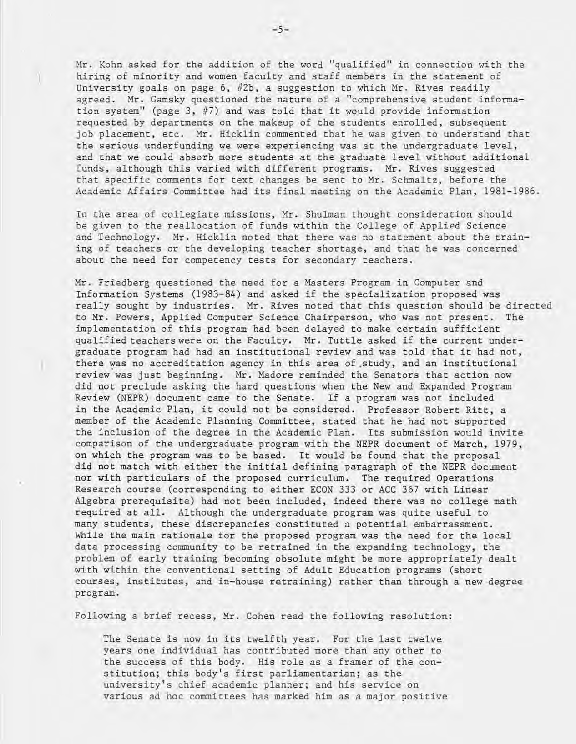Mr. Kohn asked for the addition of the word "qualified" in connection with the hiring of minority and women faculty and staff members in the statement of University goals on page 6, #2b, a suggestion to which Mr. Rives readily agreed. Mr. Gamsky questioned the nature of a "comprehensive student information system" (page 3, #7) and was told that it would provide information requested by departments on the makeup of the students enrolled, subsequent job placement, etc. Mr. Hicklin commented that he was given to understand that the serious underfunding we were experiencing was at the undergraduate level, and that we could absorb more students at the graduate level without additional funds, although this varied with different programs. Mr. Rives suggested that specific comments for text changes be sent to Mr. Schmaltz, before the Academic Affairs Committee had its final meeting on the Academic Plan, 1981-1986.

In the area of collegiate missions, Mr. Shulman thought consideration should be given to the reallocation of funds within the College of Applied Science and Technology. Mr. Hicklin noted that there was no statement about the training of teachers or the developing teacher shortage, and that he was concerned about the need for competency tests for secondary teachers.

Mr. Friedberg questioned the need for a Masters Program in Computer and Information Systems (1983-84) and asked if the specialization proposed was really sought by industries. Mr. Rives noted that this question should be directed to Mr. Powers, Applied Computer Science Chairperson, who was not present. The implementation of this program had been delayed to make certain sufficient qualified teachers were on the Faculty. Mr. Tuttle asked if the current undergraduate program had had an institutional review and was told that it had not, there was no accreditation agency in this area of study, and an institutional review was just beginning. Mr. Madore reminded the Senators that action now did not preclude asking the hard questions when the New and Expanded Program Review (NEPR) document came to the Senate. If a program was not included in the Academic Plan, it could not be considered. Professor Robert Ritt, a member of the Academic Planning Committee, stated that he had not supported the inclusion of the degree in the Academic Plan. Its submission would invite comparison of the undergraduate program with the NEPR document of March, 1979, on which the program was to be based. It would be found that the proposal did not match with either the initial defining paragraph of the NEPR document nor with particulars of the proposed curriculum. The required Operations Research course (corresponding to either ECON 333 or ACC 367 with Linear Algebra prerequisite) had not been included, indeed there was no college math required at all. Although the undergraduate program was quite useful to many students, these discrepancies constituted a potential embarrassment. While the main rationale for the proposed program was the need for the local data processing community to be retrained in the expanding technology, the problem of early training becoming obsolete might be more appropriately dealt with within the conventional setting of Adult Education programs (short courses, institutes, and in-house retraining) rather than through a new degree program.

Following a brief recess, Mr. Cohen read the following resolution:

> The Senate is now in its twelfth year. For the last twelve years one individual has contributed more than any other to the success of this body. His role as a framer of the constitution; this body's first parliamentarian; as the university's chief academic planner; and his service on various ad hoc committees has marked him as a major positive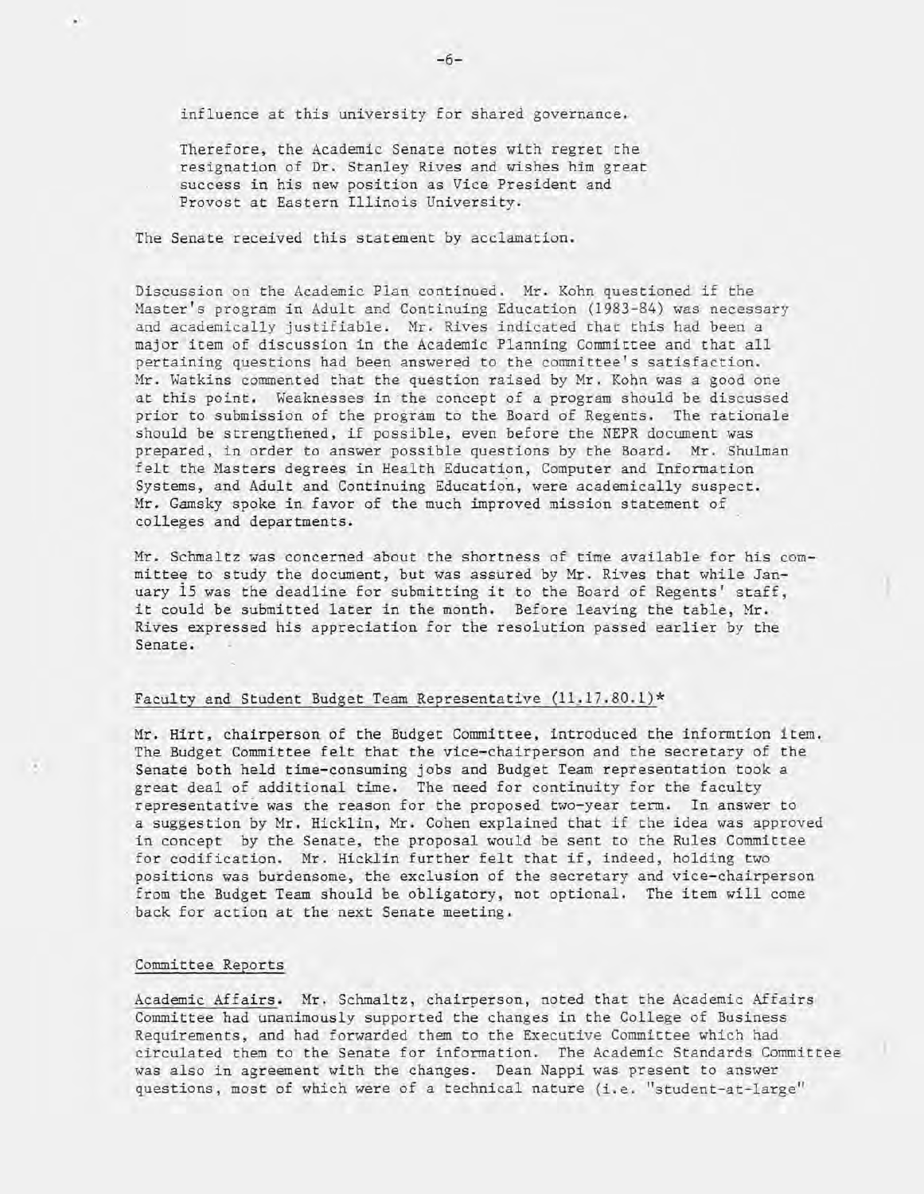influence at this university for shared governance.

Therefore, the Academic Senate notes with regret the resignation of Dr. Stanley Rives and wishes him great success in his new position as Vice President and Provost at Eastern Illinois University.

The Senate received this statement by acclamation.

Discussion on the Academic Plan continued. Mr. Kohn questioned if the Master's program in Adult and Continuing Education (1983-84) was necessary and academically justifiable. Mr. Rives indicated that this had been a major item of discussion in the Academic Planning Committee and that all pertaining questions had been answered to the committee's satisfaction. Mr. Watkins commented that the question raised by Mr. Kohn was a good one at this point. Weaknesses in the concept of a program should be discussed prior to submission of the program to the Board of Regents. The rationale should be strengthened, if possible, even before the NEPR document was prepared, in order to answer possible questions by the Board. Mr. Shulman felt the Masters degrees in Health Education, Computer and Information Systems, and Adult and Continuing Education, were academically suspect. Mr. Gamsky spoke in favor of the much improved mission statement of colleges and departments.

Mr. Schmaltz was concerned about the shortness of time available for his committee to study the document, but was assured by Mr. Rives that while January 15 was the deadline for submitting it to the Board of Regents' staff, it could be submitted later in the month. Before leaving the table, Mr. Rives expressed his appreciation for the resolution passed earlier by the Senate.

## Faculty and Student Budget Team Representative (11.17.80.1)*

Mr. Hirt, chairperson of the Budget Committee, introduced the informtion item. The Budget Committee felt that the vice-chairperson and the secretary of the Senate both held time-consuming jobs and Budget Team representation took a great deal of additional time. The need for continuity for the faculty representative was the reason for the proposed two-year term. In answer to a suggestion by Mr. Hicklin, Mr. Cohen explained that if the idea was approved in concept by the Senate, the proposal would be sent to the Rules Committee for codification. Mr. Hicklin further felt that if, indeed, holding two positions was burdensome, the exclusion of the secretary and vice-chairperson from the Budget Team should be obligatory, not optional. The item will come back for action at the next Senate meeting.

## Committee Reports

Academic Affairs. Mr. Schmaltz, chairperson, noted that the Academic Affairs Committee had unanimously supported the changes in the College of Business Requirements, and had forwarded them to the Executive Committee which had circulated them to the Senate for information. The Academic Standards Committee was also in agreement with the changes. Dean Nappi was present to answer questions, most of which were of a technical nature (i.e. "student-at-large"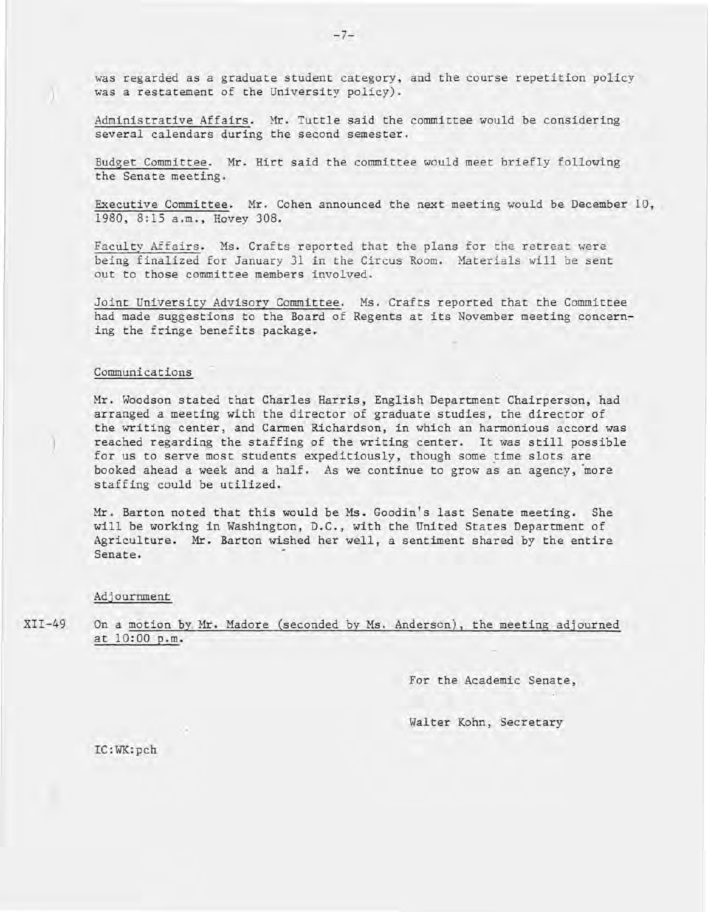was regarded as a graduate student category, and the course repetition policy was a restatement of the University policy).

Administrative Affairs. Mr. Tuttle said the committee would be considering several calendars during the second semester.

Budget Committee. Mr. Hirt said the committee would meet briefly following the Senate meeting.

Executive Committee. Mr. Cohen announced the next meeting would be December 10, 1980, 8:15 a.m., Hovey 308.

Faculty Affairs. Ms. Crafts reported that the plans for the retreat were being finalized for January 31 in the Circus Room. Materials will be sent out to those committee members involved.

Joint University Advisory Committee. Ms. Crafts reported that the Committee had made suggestions to the Board of Regents at its November meeting concerning the fringe benefits package.

Communications

Mr. Woodson stated that Charles Harris, English Department Chairperson, had arranged a meeting with the director of graduate studies, the director of the writing center, and Carmen Richardson, in which an harmonious accord was reached regarding the staffing of the writing center. It was still possible for us to serve most students expeditiously, though some time slots are booked ahead a week and a half. As we continue to grow as an agency, more staffing could be utilized.

Mr. Barton noted that this would be Ms. Goodin's last Senate meeting. She will be working in Washington, D.C., with the United States Department of Agriculture. Mr. Barton wished her well, a sentiment shared by the entire Senate.

Adjournment

XII-49 On a motion by Mr. Madore (seconded by Ms. Anderson), the meeting adjourned at 10:00 p.m.

For the Academic Senate,

Walter Kohn, Secretary

IC:WK:pch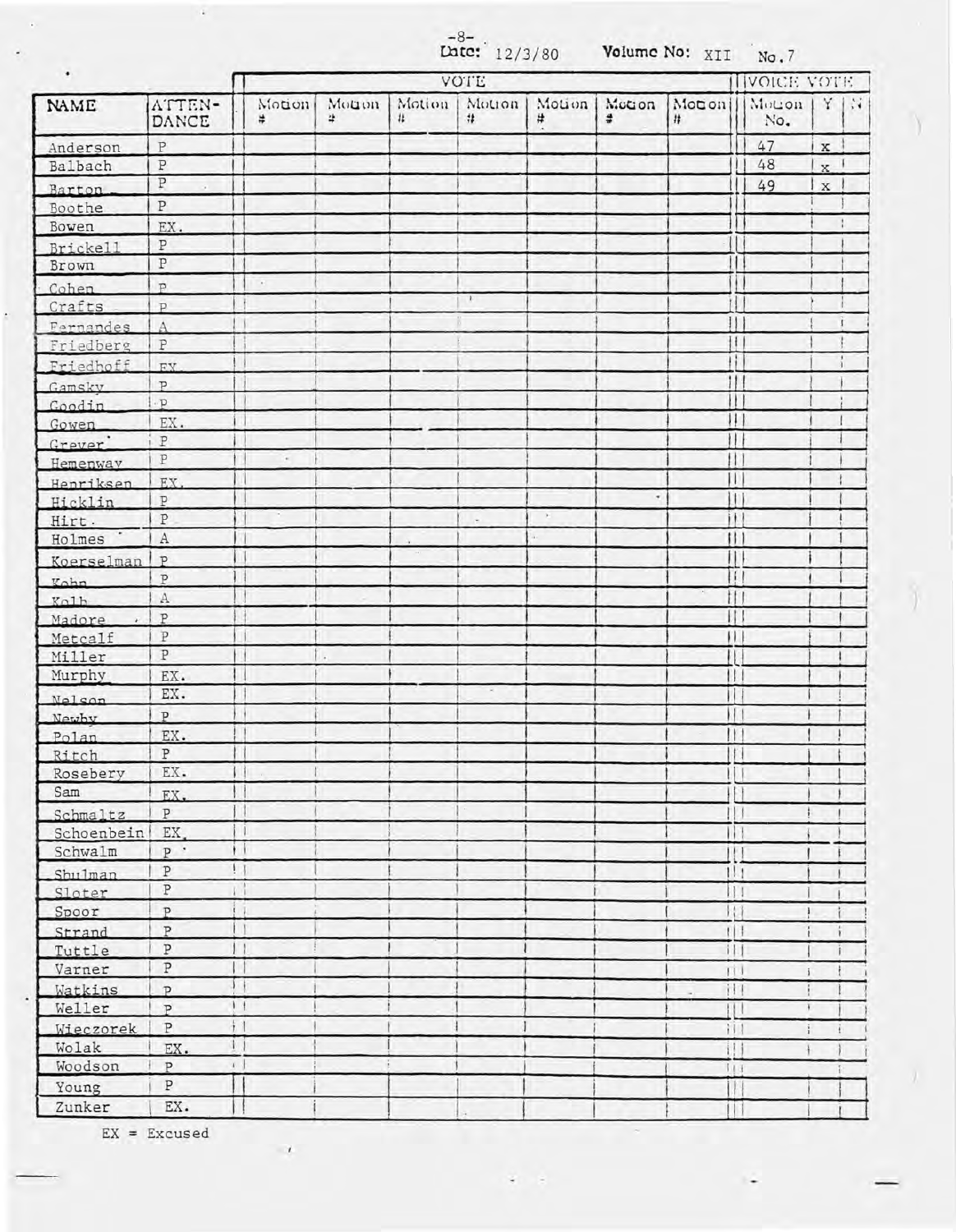Date: 12/3/80 Volume No: XII No. 7

| NAME | ATTEN-DANCE | VOTE | | | | | | | VOICE VOTE | | |
|---|---|---|---|---|---|---|---|---|---|---|---|
| | | Motion # | Motion # | Motion # | Motion # | Motion # | Motion # | Motion # | Motion No. | Y | N |
| Anderson | P | | | | | | | | 47 | x | |
| Balbach | P | | | | | | | | 48 | x | |
| Barton | P | | | | | | | | 49 | x | |
| Boothe | P | | | | | | | | | | |
| Bowen | EX. | | | | | | | | | | |
| Brickell | P | | | | | | | | | | |
| Brown | P | | | | | | | | | | |
| Cohen | P | | | | | | | | | | |
| Crafts | P | | | | | | | | | | |
| Fernandes | A | | | | | | | | | | |
| Friedberg | P | | | | | | | | | | |
| Friedhoff | EX. | | | | | | | | | | |
| Gamsky | P | | | | | | | | | | |
| Goodin | P | | | | | | | | | | |
| Gowen | EX. | | | | | | | | | | |
| Grever | P | | | | | | | | | | |
| Hemenway | P | | | | | | | | | | |
| Henriksen | EX. | | | | | | | | | | |
| Hicklin | P | | | | | | | | | | |
| Hirt | P | | | | | | | | | | |
| Holmes | A | | | | | | | | | | |
| Koerselman | P | | | | | | | | | | |
| Kohn | P | | | | | | | | | | |
| Kolb | A | | | | | | | | | | |
| Madore | P | | | | | | | | | | |
| Metcalf | P | | | | | | | | | | |
| Miller | P | | | | | | | | | | |
| Murphy | EX. | | | | | | | | | | |
| Nelson | EX. | | | | | | | | | | |
| Newby | P | | | | | | | | | | |
| Polan | EX. | | | | | | | | | | |
| Ritch | P | | | | | | | | | | |
| Rosebery | EX. | | | | | | | | | | |
| Sam | EX. | | | | | | | | | | |
| Schmaltz | P | | | | | | | | | | |
| Schoenbein | EX. | | | | | | | | | | |
| Schwalm | P | | | | | | | | | | |
| Shulman | P | | | | | | | | | | |
| Sloter | P | | | | | | | | | | |
| Spoor | P | | | | | | | | | | |
| Strand | P | | | | | | | | | | |
| Tuttle | P | | | | | | | | | | |
| Varner | P | | | | | | | | | | |
| Watkins | P | | | | | | | | | | |
| Weller | P | | | | | | | | | | |
| Wieczorek | P | | | | | | | | | | |
| Wolak | EX. | | | | | | | | | | |
| Woodson | P | | | | | | | | | | |
| Young | P | | | | | | | | | | |
| Zunker | EX. | | | | | | | | | | |

EX = Excused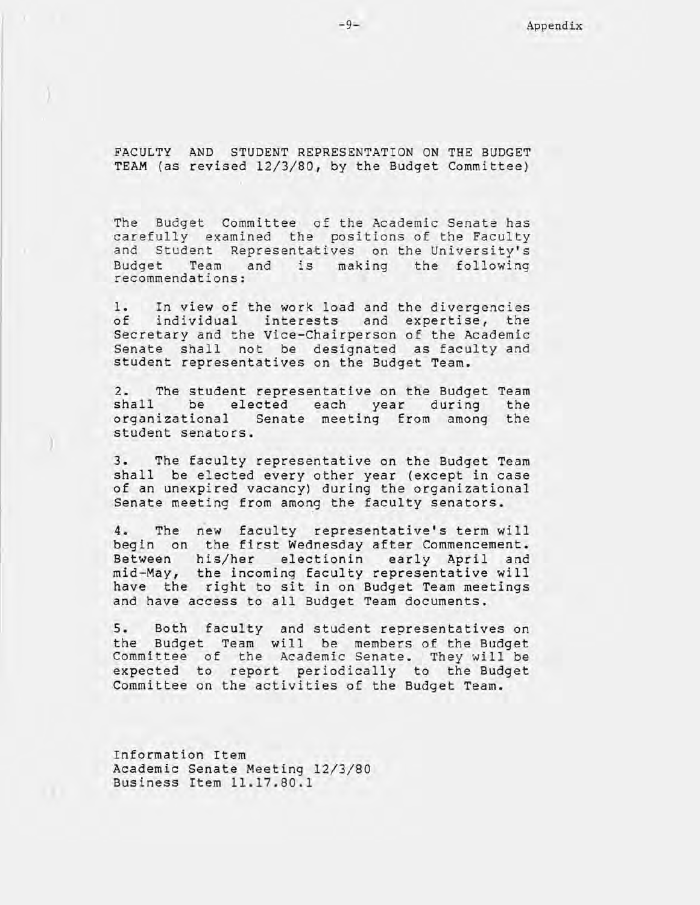FACULTY AND STUDENT REPRESENTATION ON THE BUDGET TEAM (as revised 12/3/80, by the Budget Committee)

The Budget Committee of the Academic Senate has carefully examined the positions of the Faculty and Student Representatives on the University's Budget Team and is making the following recommendations:

1. In view of the work load and the divergencies of individual interests and expertise, the Secretary and the Vice-Chairperson of the Academic Senate shall not be designated as faculty and student representatives on the Budget Team.

2. The student representative on the Budget Team shall be elected each year during the organizational Senate meeting from among the student senators.

3. The faculty representative on the Budget Team shall be elected every other year (except in case of an unexpired vacancy) during the organizational Senate meeting from among the faculty senators.

4. The new faculty representative's term will begin on the first Wednesday after Commencement. Between his/her electionin early April and mid-May, the incoming faculty representative will have the right to sit in on Budget Team meetings and have access to all Budget Team documents.

5. Both faculty and student representatives on the Budget Team will be members of the Budget Committee of the Academic Senate. They will be expected to report periodically to the Budget Committee on the activities of the Budget Team.

Information Item
Academic Senate Meeting 12/3/80
Business Item 11.17.80.1